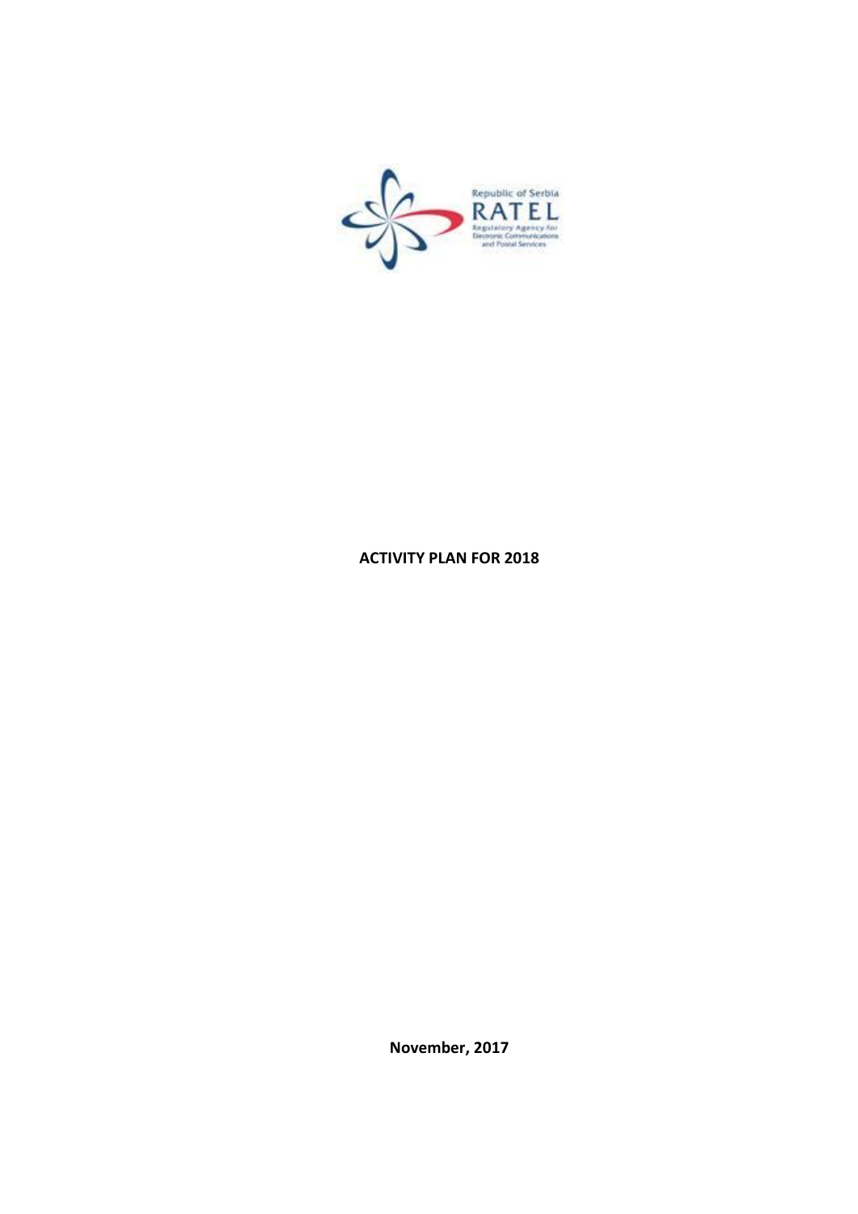Republic of Serbia
RATEL
Regulatory Agency for Electronic Communications and Postal Services

# ACTIVITY PLAN FOR 2018

**November, 2017**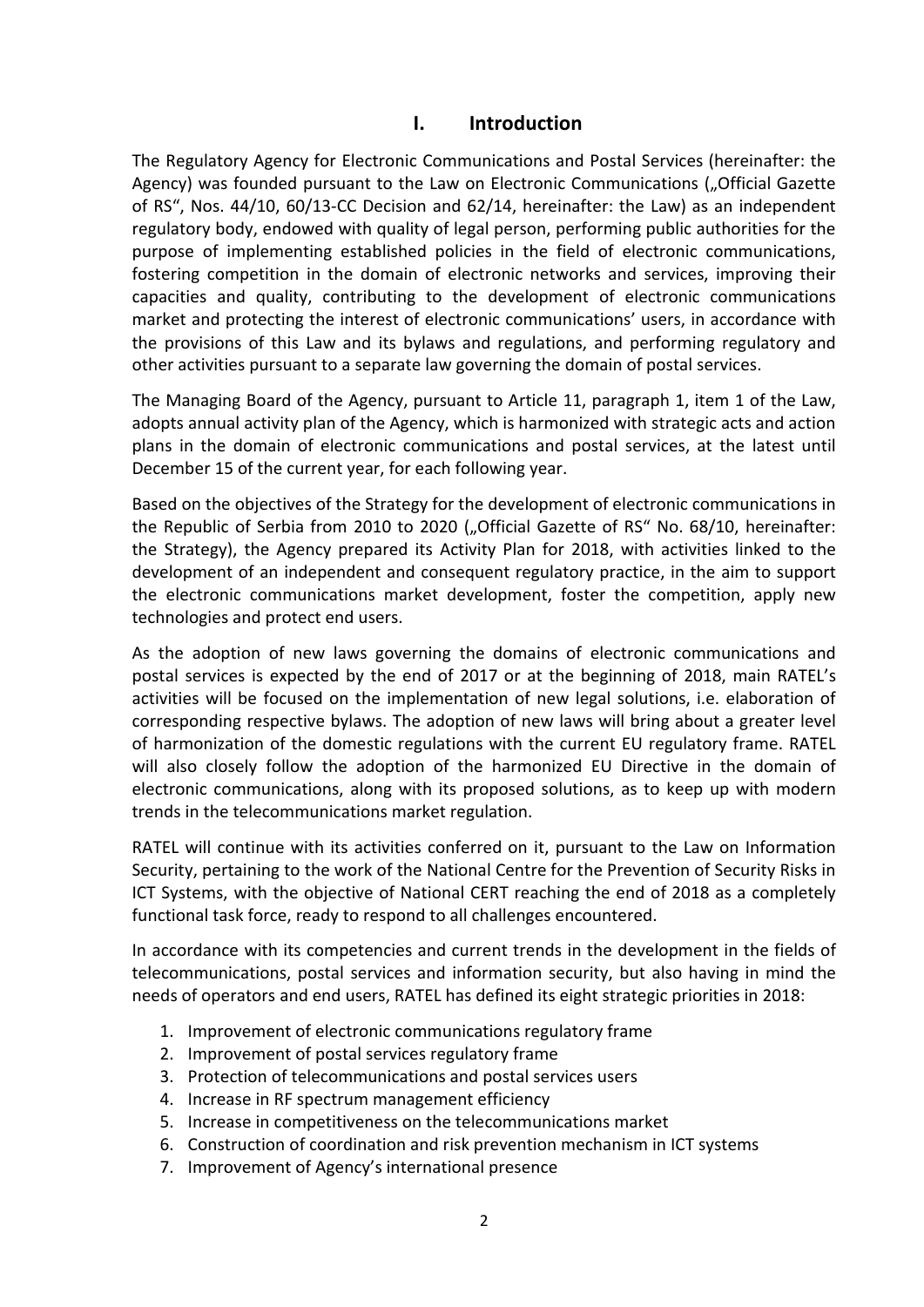# I. Introduction

The Regulatory Agency for Electronic Communications and Postal Services (hereinafter: the Agency) was founded pursuant to the Law on Electronic Communications („Official Gazette of RS“, Nos. 44/10, 60/13-CC Decision and 62/14, hereinafter: the Law) as an independent regulatory body, endowed with quality of legal person, performing public authorities for the purpose of implementing established policies in the field of electronic communications, fostering competition in the domain of electronic networks and services, improving their capacities and quality, contributing to the development of electronic communications market and protecting the interest of electronic communications' users, in accordance with the provisions of this Law and its bylaws and regulations, and performing regulatory and other activities pursuant to a separate law governing the domain of postal services.

The Managing Board of the Agency, pursuant to Article 11, paragraph 1, item 1 of the Law, adopts annual activity plan of the Agency, which is harmonized with strategic acts and action plans in the domain of electronic communications and postal services, at the latest until December 15 of the current year, for each following year.

Based on the objectives of the Strategy for the development of electronic communications in the Republic of Serbia from 2010 to 2020 („Official Gazette of RS“ No. 68/10, hereinafter: the Strategy), the Agency prepared its Activity Plan for 2018, with activities linked to the development of an independent and consequent regulatory practice, in the aim to support the electronic communications market development, foster the competition, apply new technologies and protect end users.

As the adoption of new laws governing the domains of electronic communications and postal services is expected by the end of 2017 or at the beginning of 2018, main RATEL's activities will be focused on the implementation of new legal solutions, i.e. elaboration of corresponding respective bylaws. The adoption of new laws will bring about a greater level of harmonization of the domestic regulations with the current EU regulatory frame. RATEL will also closely follow the adoption of the harmonized EU Directive in the domain of electronic communications, along with its proposed solutions, as to keep up with modern trends in the telecommunications market regulation.

RATEL will continue with its activities conferred on it, pursuant to the Law on Information Security, pertaining to the work of the National Centre for the Prevention of Security Risks in ICT Systems, with the objective of National CERT reaching the end of 2018 as a completely functional task force, ready to respond to all challenges encountered.

In accordance with its competencies and current trends in the development in the fields of telecommunications, postal services and information security, but also having in mind the needs of operators and end users, RATEL has defined its eight strategic priorities in 2018:

1. Improvement of electronic communications regulatory frame
2. Improvement of postal services regulatory frame
3. Protection of telecommunications and postal services users
4. Increase in RF spectrum management efficiency
5. Increase in competitiveness on the telecommunications market
6. Construction of coordination and risk prevention mechanism in ICT systems
7. Improvement of Agency's international presence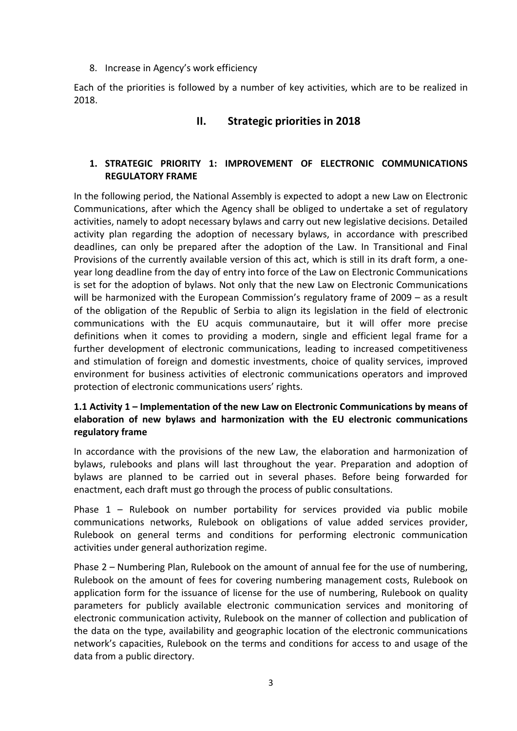8. Increase in Agency's work efficiency

Each of the priorities is followed by a number of key activities, which are to be realized in 2018.

## II. Strategic priorities in 2018

### 1. STRATEGIC PRIORITY 1: IMPROVEMENT OF ELECTRONIC COMMUNICATIONS REGULATORY FRAME

In the following period, the National Assembly is expected to adopt a new Law on Electronic Communications, after which the Agency shall be obliged to undertake a set of regulatory activities, namely to adopt necessary bylaws and carry out new legislative decisions. Detailed activity plan regarding the adoption of necessary bylaws, in accordance with prescribed deadlines, can only be prepared after the adoption of the Law. In Transitional and Final Provisions of the currently available version of this act, which is still in its draft form, a one-year long deadline from the day of entry into force of the Law on Electronic Communications is set for the adoption of bylaws. Not only that the new Law on Electronic Communications will be harmonized with the European Commission's regulatory frame of 2009 – as a result of the obligation of the Republic of Serbia to align its legislation in the field of electronic communications with the EU acquis communautaire, but it will offer more precise definitions when it comes to providing a modern, single and efficient legal frame for a further development of electronic communications, leading to increased competitiveness and stimulation of foreign and domestic investments, choice of quality services, improved environment for business activities of electronic communications operators and improved protection of electronic communications users' rights.

#### 1.1 Activity 1 – Implementation of the new Law on Electronic Communications by means of elaboration of new bylaws and harmonization with the EU electronic communications regulatory frame

In accordance with the provisions of the new Law, the elaboration and harmonization of bylaws, rulebooks and plans will last throughout the year. Preparation and adoption of bylaws are planned to be carried out in several phases. Before being forwarded for enactment, each draft must go through the process of public consultations.

Phase 1 – Rulebook on number portability for services provided via public mobile communications networks, Rulebook on obligations of value added services provider, Rulebook on general terms and conditions for performing electronic communication activities under general authorization regime.

Phase 2 – Numbering Plan, Rulebook on the amount of annual fee for the use of numbering, Rulebook on the amount of fees for covering numbering management costs, Rulebook on application form for the issuance of license for the use of numbering, Rulebook on quality parameters for publicly available electronic communication services and monitoring of electronic communication activity, Rulebook on the manner of collection and publication of the data on the type, availability and geographic location of the electronic communications network's capacities, Rulebook on the terms and conditions for access to and usage of the data from a public directory.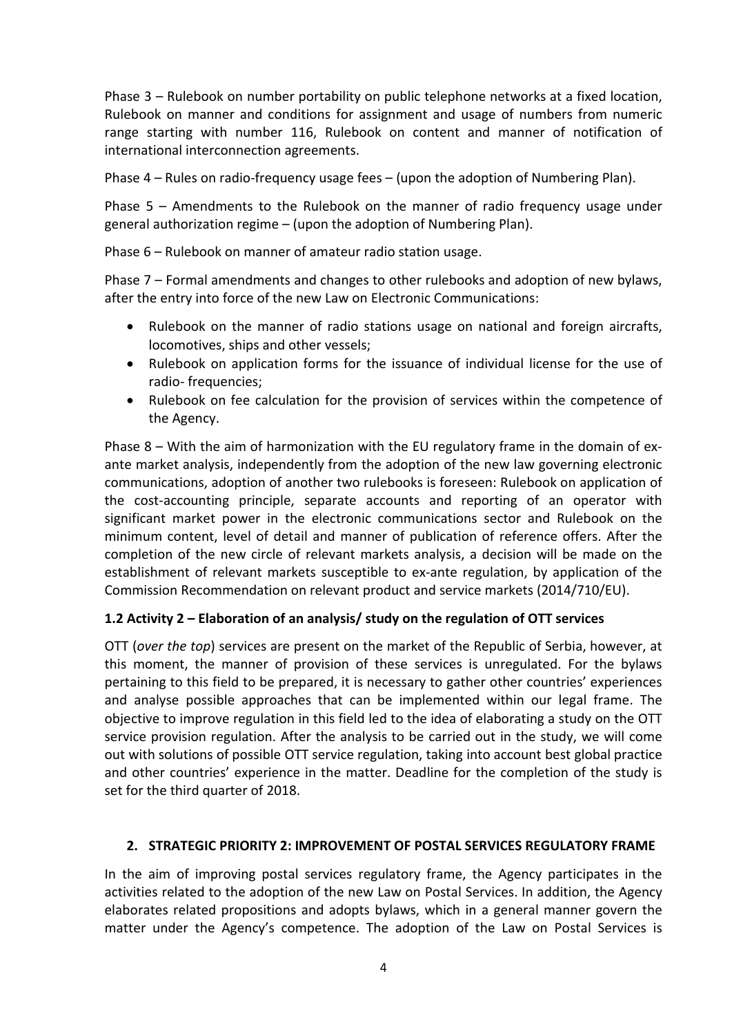Phase 3 – Rulebook on number portability on public telephone networks at a fixed location, Rulebook on manner and conditions for assignment and usage of numbers from numeric range starting with number 116, Rulebook on content and manner of notification of international interconnection agreements.

Phase 4 – Rules on radio-frequency usage fees – (upon the adoption of Numbering Plan).

Phase 5 – Amendments to the Rulebook on the manner of radio frequency usage under general authorization regime – (upon the adoption of Numbering Plan).

Phase 6 – Rulebook on manner of amateur radio station usage.

Phase 7 – Formal amendments and changes to other rulebooks and adoption of new bylaws, after the entry into force of the new Law on Electronic Communications:

- Rulebook on the manner of radio stations usage on national and foreign aircrafts, locomotives, ships and other vessels;
- Rulebook on application forms for the issuance of individual license for the use of radio- frequencies;
- Rulebook on fee calculation for the provision of services within the competence of the Agency.

Phase 8 – With the aim of harmonization with the EU regulatory frame in the domain of ex-ante market analysis, independently from the adoption of the new law governing electronic communications, adoption of another two rulebooks is foreseen: Rulebook on application of the cost-accounting principle, separate accounts and reporting of an operator with significant market power in the electronic communications sector and Rulebook on the minimum content, level of detail and manner of publication of reference offers. After the completion of the new circle of relevant markets analysis, a decision will be made on the establishment of relevant markets susceptible to ex-ante regulation, by application of the Commission Recommendation on relevant product and service markets (2014/710/EU).

### 1.2 Activity 2 – Elaboration of an analysis/ study on the regulation of OTT services

OTT (*over the top*) services are present on the market of the Republic of Serbia, however, at this moment, the manner of provision of these services is unregulated. For the bylaws pertaining to this field to be prepared, it is necessary to gather other countries' experiences and analyse possible approaches that can be implemented within our legal frame. The objective to improve regulation in this field led to the idea of elaborating a study on the OTT service provision regulation. After the analysis to be carried out in the study, we will come out with solutions of possible OTT service regulation, taking into account best global practice and other countries' experience in the matter. Deadline for the completion of the study is set for the third quarter of 2018.

## 2. STRATEGIC PRIORITY 2: IMPROVEMENT OF POSTAL SERVICES REGULATORY FRAME

In the aim of improving postal services regulatory frame, the Agency participates in the activities related to the adoption of the new Law on Postal Services. In addition, the Agency elaborates related propositions and adopts bylaws, which in a general manner govern the matter under the Agency's competence. The adoption of the Law on Postal Services is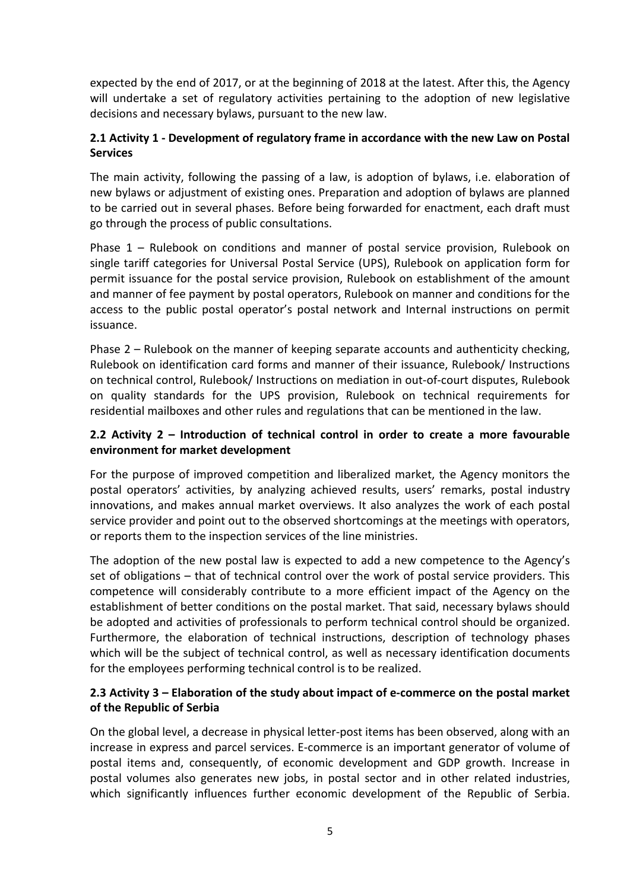expected by the end of 2017, or at the beginning of 2018 at the latest. After this, the Agency will undertake a set of regulatory activities pertaining to the adoption of new legislative decisions and necessary bylaws, pursuant to the new law.

### 2.1 Activity 1 - Development of regulatory frame in accordance with the new Law on Postal Services

The main activity, following the passing of a law, is adoption of bylaws, i.e. elaboration of new bylaws or adjustment of existing ones. Preparation and adoption of bylaws are planned to be carried out in several phases. Before being forwarded for enactment, each draft must go through the process of public consultations.

Phase 1 – Rulebook on conditions and manner of postal service provision, Rulebook on single tariff categories for Universal Postal Service (UPS), Rulebook on application form for permit issuance for the postal service provision, Rulebook on establishment of the amount and manner of fee payment by postal operators, Rulebook on manner and conditions for the access to the public postal operator's postal network and Internal instructions on permit issuance.

Phase 2 – Rulebook on the manner of keeping separate accounts and authenticity checking, Rulebook on identification card forms and manner of their issuance, Rulebook/ Instructions on technical control, Rulebook/ Instructions on mediation in out-of-court disputes, Rulebook on quality standards for the UPS provision, Rulebook on technical requirements for residential mailboxes and other rules and regulations that can be mentioned in the law.

### 2.2 Activity 2 – Introduction of technical control in order to create a more favourable environment for market development

For the purpose of improved competition and liberalized market, the Agency monitors the postal operators' activities, by analyzing achieved results, users' remarks, postal industry innovations, and makes annual market overviews. It also analyzes the work of each postal service provider and point out to the observed shortcomings at the meetings with operators, or reports them to the inspection services of the line ministries.

The adoption of the new postal law is expected to add a new competence to the Agency's set of obligations – that of technical control over the work of postal service providers. This competence will considerably contribute to a more efficient impact of the Agency on the establishment of better conditions on the postal market. That said, necessary bylaws should be adopted and activities of professionals to perform technical control should be organized. Furthermore, the elaboration of technical instructions, description of technology phases which will be the subject of technical control, as well as necessary identification documents for the employees performing technical control is to be realized.

### 2.3 Activity 3 – Elaboration of the study about impact of e-commerce on the postal market of the Republic of Serbia

On the global level, a decrease in physical letter-post items has been observed, along with an increase in express and parcel services. E-commerce is an important generator of volume of postal items and, consequently, of economic development and GDP growth. Increase in postal volumes also generates new jobs, in postal sector and in other related industries, which significantly influences further economic development of the Republic of Serbia.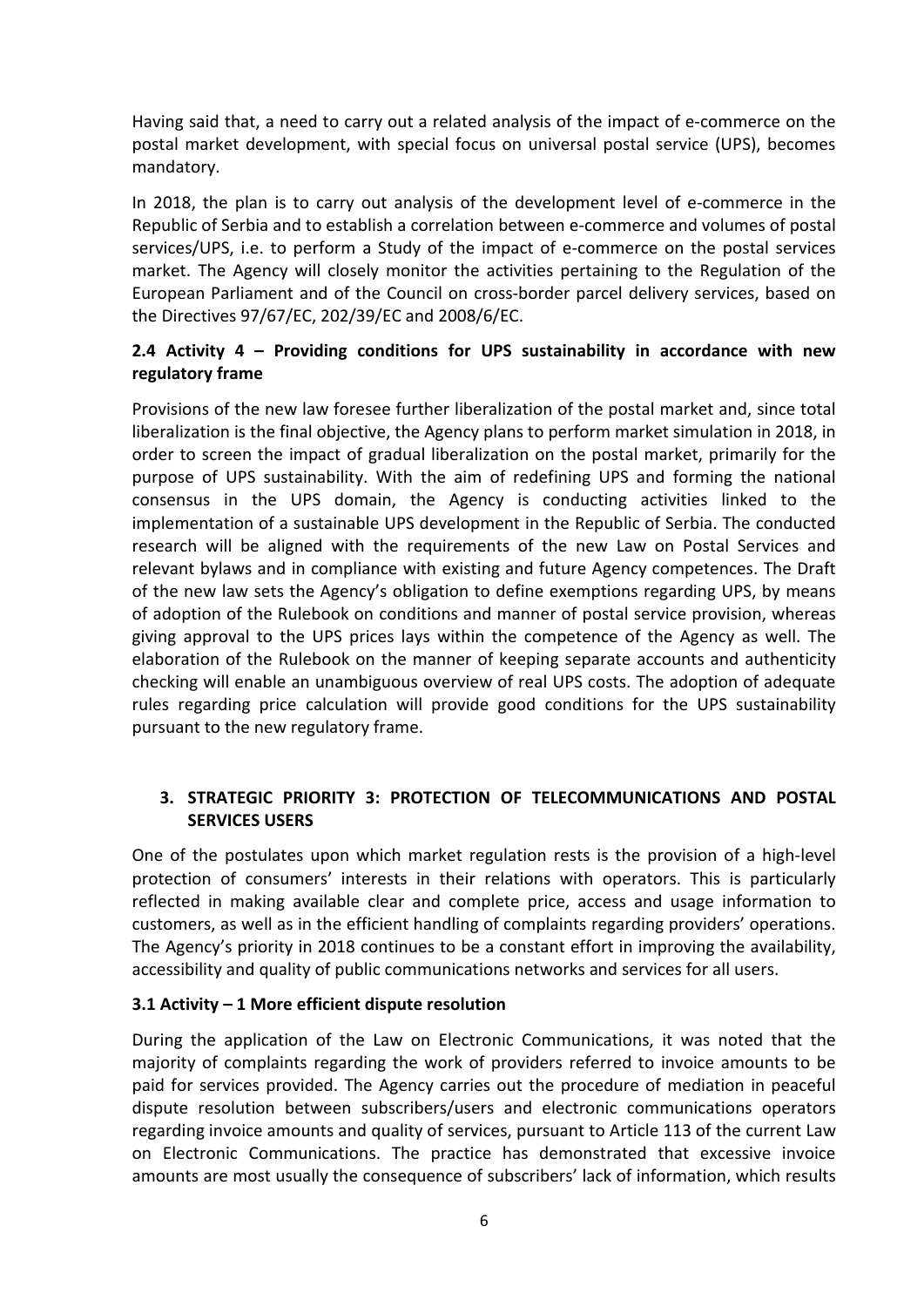Having said that, a need to carry out a related analysis of the impact of e-commerce on the postal market development, with special focus on universal postal service (UPS), becomes mandatory.

In 2018, the plan is to carry out analysis of the development level of e-commerce in the Republic of Serbia and to establish a correlation between e-commerce and volumes of postal services/UPS, i.e. to perform a Study of the impact of e-commerce on the postal services market. The Agency will closely monitor the activities pertaining to the Regulation of the European Parliament and of the Council on cross-border parcel delivery services, based on the Directives 97/67/EC, 202/39/EC and 2008/6/EC.

### 2.4 Activity 4 – Providing conditions for UPS sustainability in accordance with new regulatory frame

Provisions of the new law foresee further liberalization of the postal market and, since total liberalization is the final objective, the Agency plans to perform market simulation in 2018, in order to screen the impact of gradual liberalization on the postal market, primarily for the purpose of UPS sustainability. With the aim of redefining UPS and forming the national consensus in the UPS domain, the Agency is conducting activities linked to the implementation of a sustainable UPS development in the Republic of Serbia. The conducted research will be aligned with the requirements of the new Law on Postal Services and relevant bylaws and in compliance with existing and future Agency competences. The Draft of the new law sets the Agency's obligation to define exemptions regarding UPS, by means of adoption of the Rulebook on conditions and manner of postal service provision, whereas giving approval to the UPS prices lays within the competence of the Agency as well. The elaboration of the Rulebook on the manner of keeping separate accounts and authenticity checking will enable an unambiguous overview of real UPS costs. The adoption of adequate rules regarding price calculation will provide good conditions for the UPS sustainability pursuant to the new regulatory frame.

## 3. STRATEGIC PRIORITY 3: PROTECTION OF TELECOMMUNICATIONS AND POSTAL SERVICES USERS

One of the postulates upon which market regulation rests is the provision of a high-level protection of consumers' interests in their relations with operators. This is particularly reflected in making available clear and complete price, access and usage information to customers, as well as in the efficient handling of complaints regarding providers' operations. The Agency's priority in 2018 continues to be a constant effort in improving the availability, accessibility and quality of public communications networks and services for all users.

### 3.1 Activity – 1 More efficient dispute resolution

During the application of the Law on Electronic Communications, it was noted that the majority of complaints regarding the work of providers referred to invoice amounts to be paid for services provided. The Agency carries out the procedure of mediation in peaceful dispute resolution between subscribers/users and electronic communications operators regarding invoice amounts and quality of services, pursuant to Article 113 of the current Law on Electronic Communications. The practice has demonstrated that excessive invoice amounts are most usually the consequence of subscribers' lack of information, which results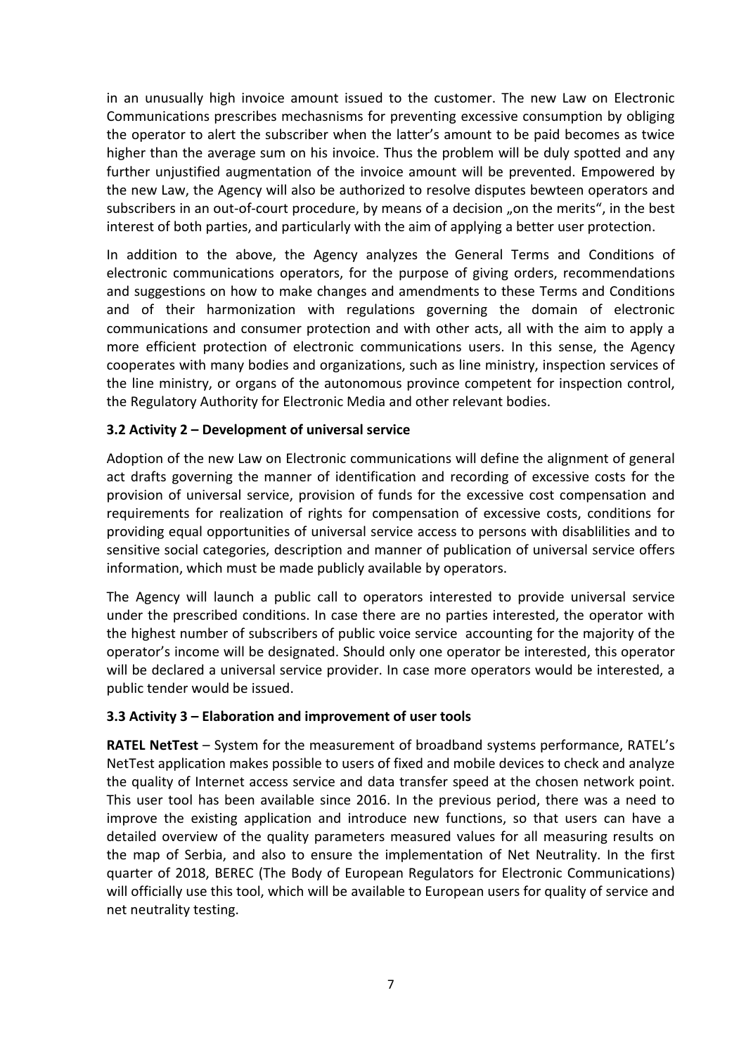in an unusually high invoice amount issued to the customer. The new Law on Electronic Communications prescribes mechasnisms for preventing excessive consumption by obliging the operator to alert the subscriber when the latter's amount to be paid becomes as twice higher than the average sum on his invoice. Thus the problem will be duly spotted and any further unjustified augmentation of the invoice amount will be prevented. Empowered by the new Law, the Agency will also be authorized to resolve disputes bewteen operators and subscribers in an out-of-court procedure, by means of a decision „on the merits", in the best interest of both parties, and particularly with the aim of applying a better user protection.

In addition to the above, the Agency analyzes the General Terms and Conditions of electronic communications operators, for the purpose of giving orders, recommendations and suggestions on how to make changes and amendments to these Terms and Conditions and of their harmonization with regulations governing the domain of electronic communications and consumer protection and with other acts, all with the aim to apply a more efficient protection of electronic communications users. In this sense, the Agency cooperates with many bodies and organizations, such as line ministry, inspection services of the line ministry, or organs of the autonomous province competent for inspection control, the Regulatory Authority for Electronic Media and other relevant bodies.

### 3.2 Activity 2 – Development of universal service

Adoption of the new Law on Electronic communications will define the alignment of general act drafts governing the manner of identification and recording of excessive costs for the provision of universal service, provision of funds for the excessive cost compensation and requirements for realization of rights for compensation of excessive costs, conditions for providing equal opportunities of universal service access to persons with disablilities and to sensitive social categories, description and manner of publication of universal service offers information, which must be made publicly available by operators.

The Agency will launch a public call to operators interested to provide universal service under the prescribed conditions. In case there are no parties interested, the operator with the highest number of subscribers of public voice service accounting for the majority of the operator's income will be designated. Should only one operator be interested, this operator will be declared a universal service provider. In case more operators would be interested, a public tender would be issued.

### 3.3 Activity 3 – Elaboration and improvement of user tools

**RATEL NetTest** – System for the measurement of broadband systems performance, RATEL's NetTest application makes possible to users of fixed and mobile devices to check and analyze the quality of Internet access service and data transfer speed at the chosen network point. This user tool has been available since 2016. In the previous period, there was a need to improve the existing application and introduce new functions, so that users can have a detailed overview of the quality parameters measured values for all measuring results on the map of Serbia, and also to ensure the implementation of Net Neutrality. In the first quarter of 2018, BEREC (The Body of European Regulators for Electronic Communications) will officially use this tool, which will be available to European users for quality of service and net neutrality testing.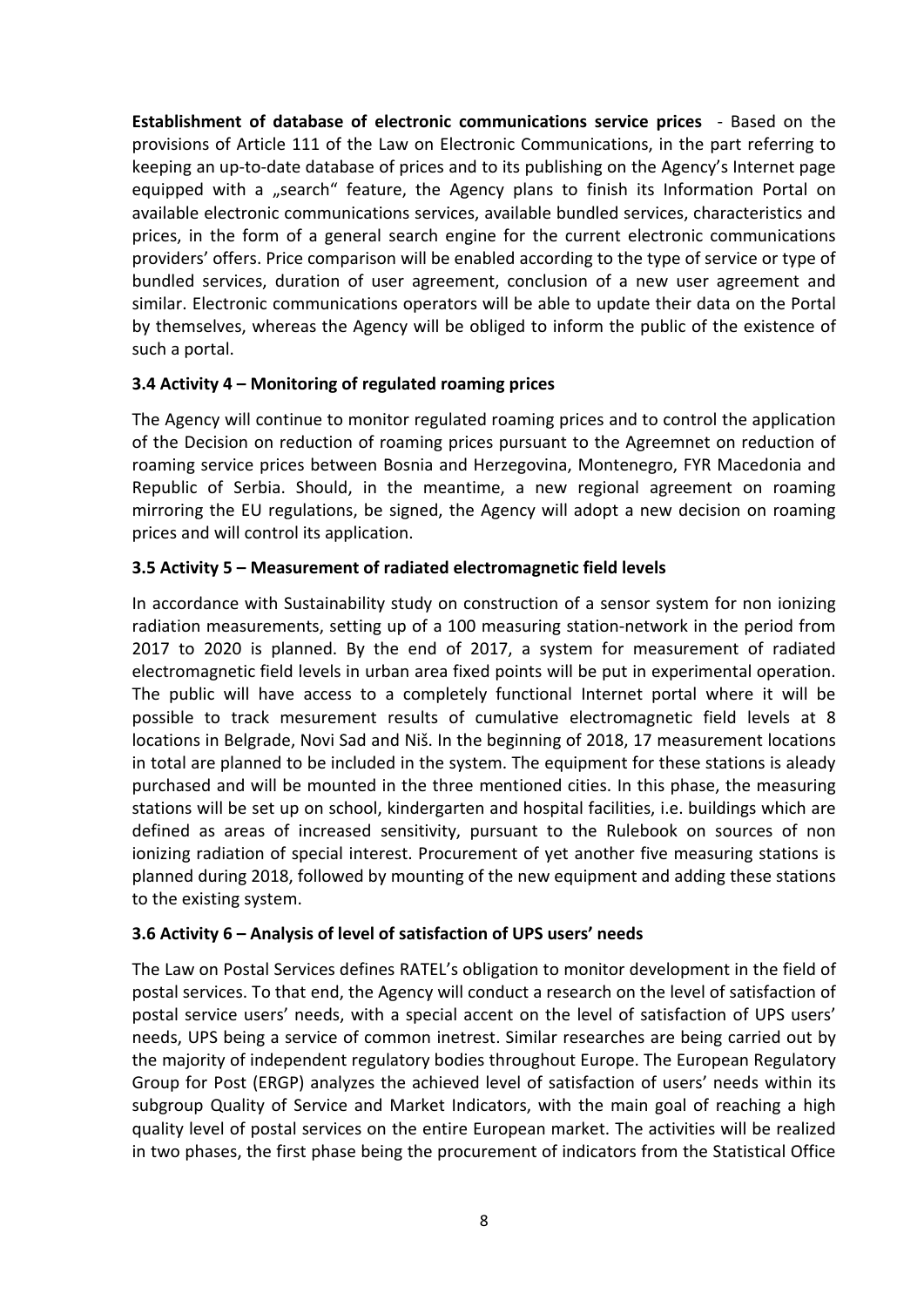**Establishment of database of electronic communications service prices** - Based on the provisions of Article 111 of the Law on Electronic Communications, in the part referring to keeping an up-to-date database of prices and to its publishing on the Agency's Internet page equipped with a „search" feature, the Agency plans to finish its Information Portal on available electronic communications services, available bundled services, characteristics and prices, in the form of a general search engine for the current electronic communications providers' offers. Price comparison will be enabled according to the type of service or type of bundled services, duration of user agreement, conclusion of a new user agreement and similar. Electronic communications operators will be able to update their data on the Portal by themselves, whereas the Agency will be obliged to inform the public of the existence of such a portal.

### 3.4 Activity 4 – Monitoring of regulated roaming prices

The Agency will continue to monitor regulated roaming prices and to control the application of the Decision on reduction of roaming prices pursuant to the Agreemnet on reduction of roaming service prices between Bosnia and Herzegovina, Montenegro, FYR Macedonia and Republic of Serbia. Should, in the meantime, a new regional agreement on roaming mirroring the EU regulations, be signed, the Agency will adopt a new decision on roaming prices and will control its application.

### 3.5 Activity 5 – Measurement of radiated electromagnetic field levels

In accordance with Sustainability study on construction of a sensor system for non ionizing radiation measurements, setting up of a 100 measuring station-network in the period from 2017 to 2020 is planned. By the end of 2017, a system for measurement of radiated electromagnetic field levels in urban area fixed points will be put in experimental operation. The public will have access to a completely functional Internet portal where it will be possible to track mesurement results of cumulative electromagnetic field levels at 8 locations in Belgrade, Novi Sad and Niš. In the beginning of 2018, 17 measurement locations in total are planned to be included in the system. The equipment for these stations is aleady purchased and will be mounted in the three mentioned cities. In this phase, the measuring stations will be set up on school, kindergarten and hospital facilities, i.e. buildings which are defined as areas of increased sensitivity, pursuant to the Rulebook on sources of non ionizing radiation of special interest. Procurement of yet another five measuring stations is planned during 2018, followed by mounting of the new equipment and adding these stations to the existing system.

### 3.6 Activity 6 – Analysis of level of satisfaction of UPS users' needs

The Law on Postal Services defines RATEL's obligation to monitor development in the field of postal services. To that end, the Agency will conduct a research on the level of satisfaction of postal service users' needs, with a special accent on the level of satisfaction of UPS users' needs, UPS being a service of common inetrest. Similar researches are being carried out by the majority of independent regulatory bodies throughout Europe. The European Regulatory Group for Post (ERGP) analyzes the achieved level of satisfaction of users' needs within its subgroup Quality of Service and Market Indicators, with the main goal of reaching a high quality level of postal services on the entire European market. The activities will be realized in two phases, the first phase being the procurement of indicators from the Statistical Office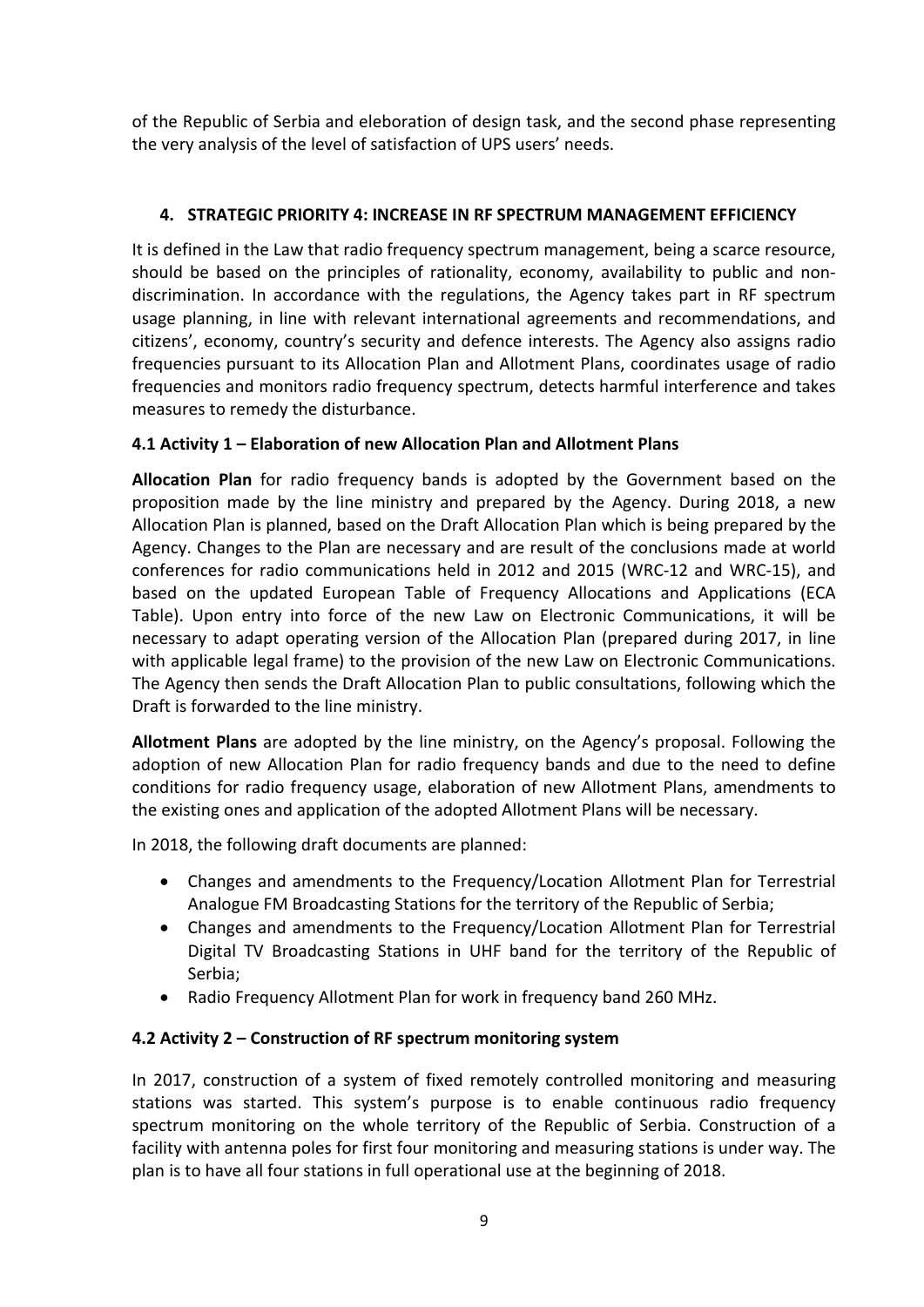of the Republic of Serbia and eleboration of design task, and the second phase representing the very analysis of the level of satisfaction of UPS users' needs.

## 4. STRATEGIC PRIORITY 4: INCREASE IN RF SPECTRUM MANAGEMENT EFFICIENCY

It is defined in the Law that radio frequency spectrum management, being a scarce resource, should be based on the principles of rationality, economy, availability to public and non-discrimination. In accordance with the regulations, the Agency takes part in RF spectrum usage planning, in line with relevant international agreements and recommendations, and citizens', economy, country's security and defence interests. The Agency also assigns radio frequencies pursuant to its Allocation Plan and Allotment Plans, coordinates usage of radio frequencies and monitors radio frequency spectrum, detects harmful interference and takes measures to remedy the disturbance.

### 4.1 Activity 1 – Elaboration of new Allocation Plan and Allotment Plans

**Allocation Plan** for radio frequency bands is adopted by the Government based on the proposition made by the line ministry and prepared by the Agency. During 2018, a new Allocation Plan is planned, based on the Draft Allocation Plan which is being prepared by the Agency. Changes to the Plan are necessary and are result of the conclusions made at world conferences for radio communications held in 2012 and 2015 (WRC-12 and WRC-15), and based on the updated European Table of Frequency Allocations and Applications (ECA Table). Upon entry into force of the new Law on Electronic Communications, it will be necessary to adapt operating version of the Allocation Plan (prepared during 2017, in line with applicable legal frame) to the provision of the new Law on Electronic Communications. The Agency then sends the Draft Allocation Plan to public consultations, following which the Draft is forwarded to the line ministry.

**Allotment Plans** are adopted by the line ministry, on the Agency's proposal. Following the adoption of new Allocation Plan for radio frequency bands and due to the need to define conditions for radio frequency usage, elaboration of new Allotment Plans, amendments to the existing ones and application of the adopted Allotment Plans will be necessary.

In 2018, the following draft documents are planned:

- Changes and amendments to the Frequency/Location Allotment Plan for Terrestrial Analogue FM Broadcasting Stations for the territory of the Republic of Serbia;
- Changes and amendments to the Frequency/Location Allotment Plan for Terrestrial Digital TV Broadcasting Stations in UHF band for the territory of the Republic of Serbia;
- Radio Frequency Allotment Plan for work in frequency band 260 MHz.

### 4.2 Activity 2 – Construction of RF spectrum monitoring system

In 2017, construction of a system of fixed remotely controlled monitoring and measuring stations was started. This system's purpose is to enable continuous radio frequency spectrum monitoring on the whole territory of the Republic of Serbia. Construction of a facility with antenna poles for first four monitoring and measuring stations is under way. The plan is to have all four stations in full operational use at the beginning of 2018.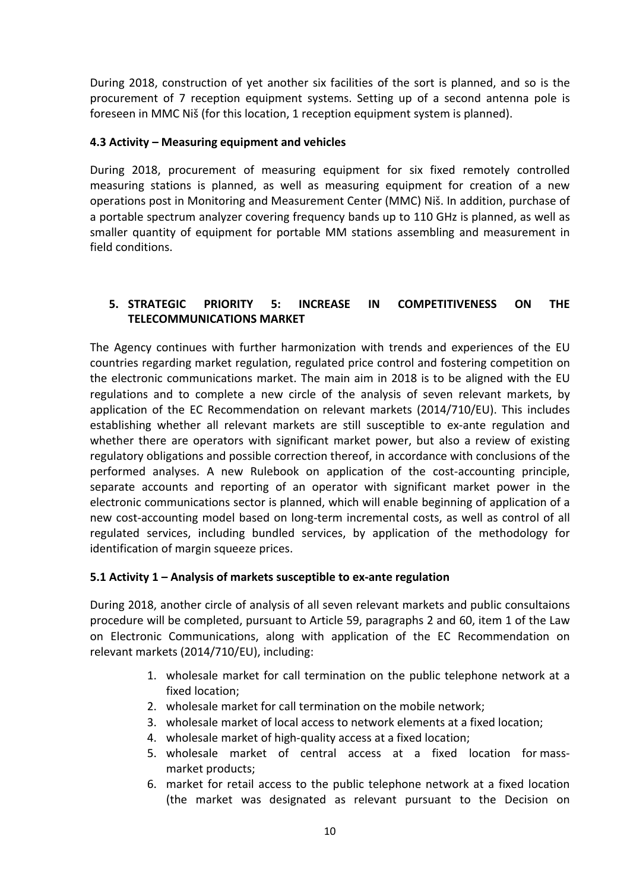During 2018, construction of yet another six facilities of the sort is planned, and so is the procurement of 7 reception equipment systems. Setting up of a second antenna pole is foreseen in MMC Niš (for this location, 1 reception equipment system is planned).

### 4.3 Activity – Measuring equipment and vehicles

During 2018, procurement of measuring equipment for six fixed remotely controlled measuring stations is planned, as well as measuring equipment for creation of a new operations post in Monitoring and Measurement Center (MMC) Niš. In addition, purchase of a portable spectrum analyzer covering frequency bands up to 110 GHz is planned, as well as smaller quantity of equipment for portable MM stations assembling and measurement in field conditions.

## 5. STRATEGIC PRIORITY 5: INCREASE IN COMPETITIVENESS ON THE TELECOMMUNICATIONS MARKET

The Agency continues with further harmonization with trends and experiences of the EU countries regarding market regulation, regulated price control and fostering competition on the electronic communications market. The main aim in 2018 is to be aligned with the EU regulations and to complete a new circle of the analysis of seven relevant markets, by application of the EC Recommendation on relevant markets (2014/710/EU). This includes establishing whether all relevant markets are still susceptible to ex-ante regulation and whether there are operators with significant market power, but also a review of existing regulatory obligations and possible correction thereof, in accordance with conclusions of the performed analyses. A new Rulebook on application of the cost-accounting principle, separate accounts and reporting of an operator with significant market power in the electronic communications sector is planned, which will enable beginning of application of a new cost-accounting model based on long-term incremental costs, as well as control of all regulated services, including bundled services, by application of the methodology for identification of margin squeeze prices.

### 5.1 Activity 1 – Analysis of markets susceptible to ex-ante regulation

During 2018, another circle of analysis of all seven relevant markets and public consultaions procedure will be completed, pursuant to Article 59, paragraphs 2 and 60, item 1 of the Law on Electronic Communications, along with application of the EC Recommendation on relevant markets (2014/710/EU), including:

1. wholesale market for call termination on the public telephone network at a fixed location;
2. wholesale market for call termination on the mobile network;
3. wholesale market of local access to network elements at a fixed location;
4. wholesale market of high-quality access at a fixed location;
5. wholesale market of central access at a fixed location for mass-market products;
6. market for retail access to the public telephone network at a fixed location (the market was designated as relevant pursuant to the Decision on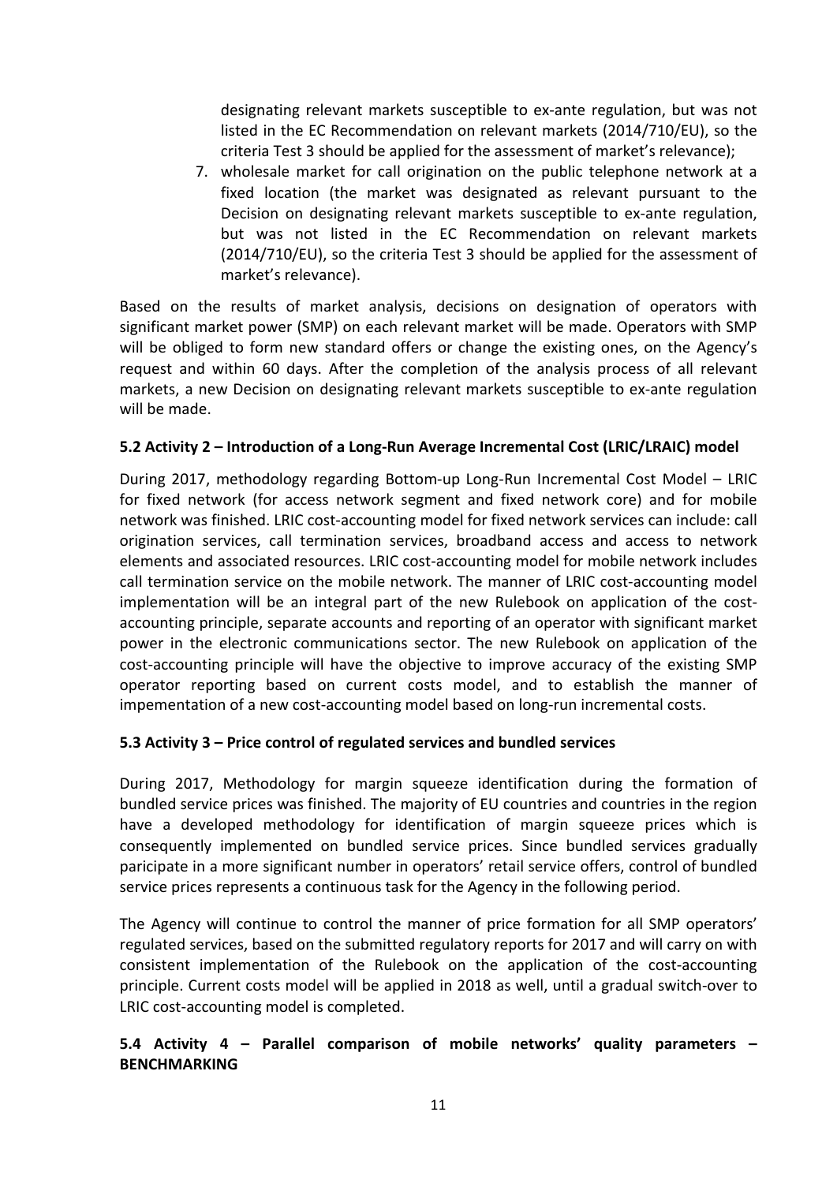designating relevant markets susceptible to ex-ante regulation, but was not listed in the EC Recommendation on relevant markets (2014/710/EU), so the criteria Test 3 should be applied for the assessment of market's relevance);

7. wholesale market for call origination on the public telephone network at a fixed location (the market was designated as relevant pursuant to the Decision on designating relevant markets susceptible to ex-ante regulation, but was not listed in the EC Recommendation on relevant markets (2014/710/EU), so the criteria Test 3 should be applied for the assessment of market's relevance).

Based on the results of market analysis, decisions on designation of operators with significant market power (SMP) on each relevant market will be made. Operators with SMP will be obliged to form new standard offers or change the existing ones, on the Agency's request and within 60 days. After the completion of the analysis process of all relevant markets, a new Decision on designating relevant markets susceptible to ex-ante regulation will be made.

### 5.2 Activity 2 – Introduction of a Long-Run Average Incremental Cost (LRIC/LRAIC) model

During 2017, methodology regarding Bottom-up Long-Run Incremental Cost Model – LRIC for fixed network (for access network segment and fixed network core) and for mobile network was finished. LRIC cost-accounting model for fixed network services can include: call origination services, call termination services, broadband access and access to network elements and associated resources. LRIC cost-accounting model for mobile network includes call termination service on the mobile network. The manner of LRIC cost-accounting model implementation will be an integral part of the new Rulebook on application of the cost-accounting principle, separate accounts and reporting of an operator with significant market power in the electronic communications sector. The new Rulebook on application of the cost-accounting principle will have the objective to improve accuracy of the existing SMP operator reporting based on current costs model, and to establish the manner of impementation of a new cost-accounting model based on long-run incremental costs.

### 5.3 Activity 3 – Price control of regulated services and bundled services

During 2017, Methodology for margin squeeze identification during the formation of bundled service prices was finished. The majority of EU countries and countries in the region have a developed methodology for identification of margin squeeze prices which is consequently implemented on bundled service prices. Since bundled services gradually paricipate in a more significant number in operators' retail service offers, control of bundled service prices represents a continuous task for the Agency in the following period.

The Agency will continue to control the manner of price formation for all SMP operators' regulated services, based on the submitted regulatory reports for 2017 and will carry on with consistent implementation of the Rulebook on the application of the cost-accounting principle. Current costs model will be applied in 2018 as well, until a gradual switch-over to LRIC cost-accounting model is completed.

### 5.4 Activity 4 – Parallel comparison of mobile networks' quality parameters – BENCHMARKING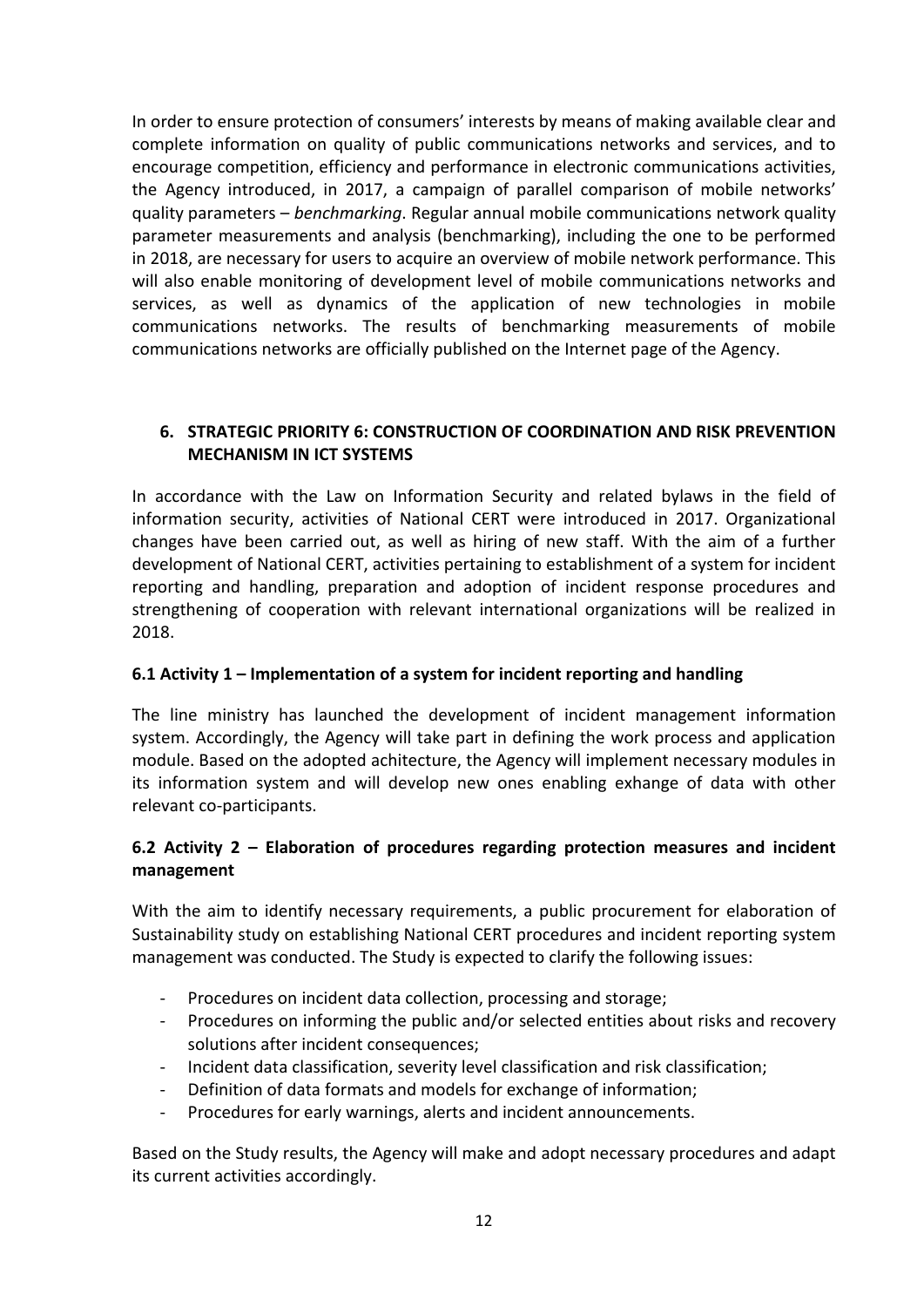In order to ensure protection of consumers' interests by means of making available clear and complete information on quality of public communications networks and services, and to encourage competition, efficiency and performance in electronic communications activities, the Agency introduced, in 2017, a campaign of parallel comparison of mobile networks' quality parameters – *benchmarking*. Regular annual mobile communications network quality parameter measurements and analysis (benchmarking), including the one to be performed in 2018, are necessary for users to acquire an overview of mobile network performance. This will also enable monitoring of development level of mobile communications networks and services, as well as dynamics of the application of new technologies in mobile communications networks. The results of benchmarking measurements of mobile communications networks are officially published on the Internet page of the Agency.

## 6. STRATEGIC PRIORITY 6: CONSTRUCTION OF COORDINATION AND RISK PREVENTION MECHANISM IN ICT SYSTEMS

In accordance with the Law on Information Security and related bylaws in the field of information security, activities of National CERT were introduced in 2017. Organizational changes have been carried out, as well as hiring of new staff. With the aim of a further development of National CERT, activities pertaining to establishment of a system for incident reporting and handling, preparation and adoption of incident response procedures and strengthening of cooperation with relevant international organizations will be realized in 2018.

### 6.1 Activity 1 – Implementation of a system for incident reporting and handling

The line ministry has launched the development of incident management information system. Accordingly, the Agency will take part in defining the work process and application module. Based on the adopted achitecture, the Agency will implement necessary modules in its information system and will develop new ones enabling exhange of data with other relevant co-participants.

### 6.2 Activity 2 – Elaboration of procedures regarding protection measures and incident management

With the aim to identify necessary requirements, a public procurement for elaboration of Sustainability study on establishing National CERT procedures and incident reporting system management was conducted. The Study is expected to clarify the following issues:

- Procedures on incident data collection, processing and storage;
- Procedures on informing the public and/or selected entities about risks and recovery solutions after incident consequences;
- Incident data classification, severity level classification and risk classification;
- Definition of data formats and models for exchange of information;
- Procedures for early warnings, alerts and incident announcements.

Based on the Study results, the Agency will make and adopt necessary procedures and adapt its current activities accordingly.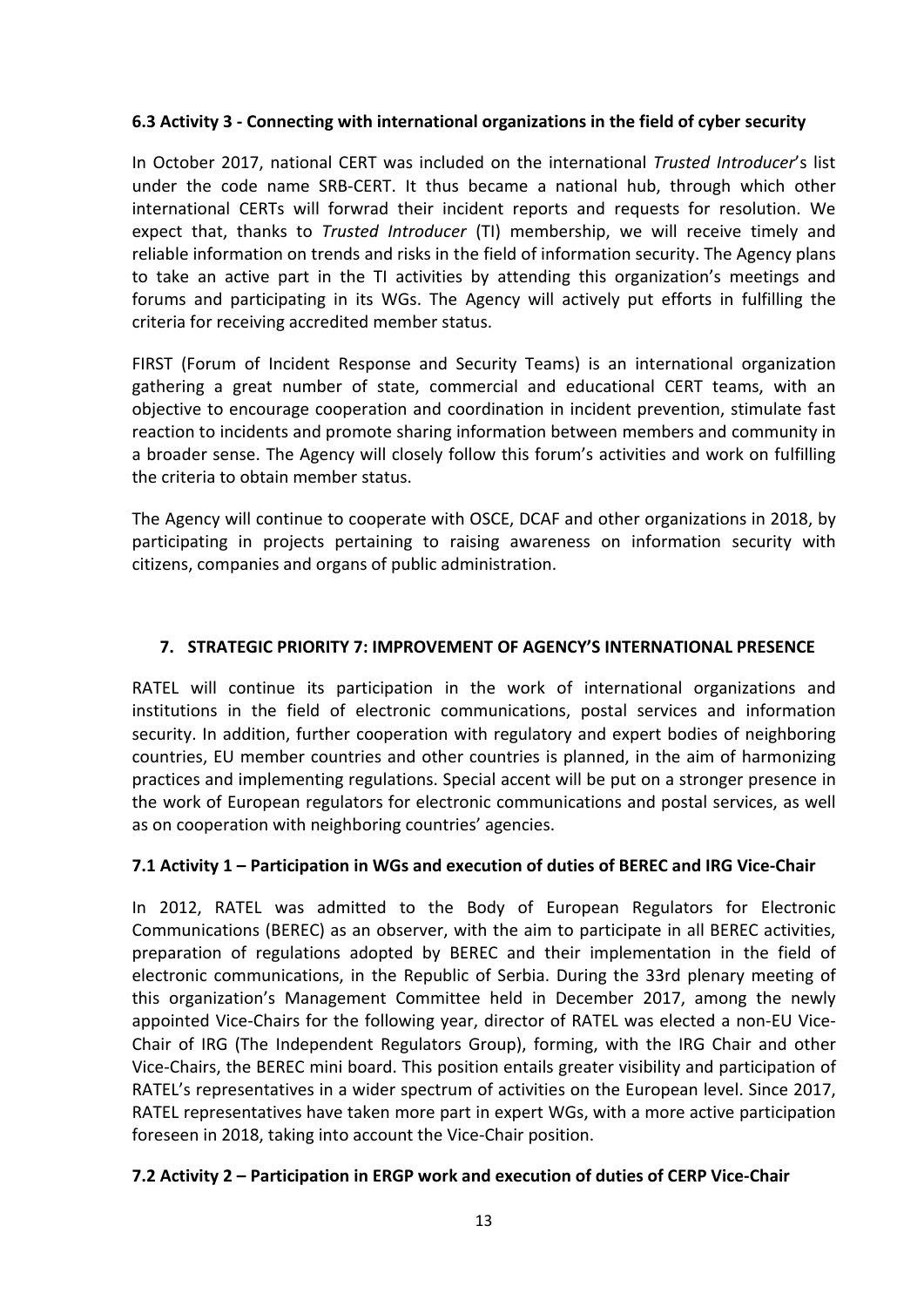### 6.3 Activity 3 - Connecting with international organizations in the field of cyber security

In October 2017, national CERT was included on the international *Trusted Introducer*'s list under the code name SRB-CERT. It thus became a national hub, through which other international CERTs will forwrad their incident reports and requests for resolution. We expect that, thanks to *Trusted Introducer* (TI) membership, we will receive timely and reliable information on trends and risks in the field of information security. The Agency plans to take an active part in the TI activities by attending this organization's meetings and forums and participating in its WGs. The Agency will actively put efforts in fulfilling the criteria for receiving accredited member status.

FIRST (Forum of Incident Response and Security Teams) is an international organization gathering a great number of state, commercial and educational CERT teams, with an objective to encourage cooperation and coordination in incident prevention, stimulate fast reaction to incidents and promote sharing information between members and community in a broader sense. The Agency will closely follow this forum's activities and work on fulfilling the criteria to obtain member status.

The Agency will continue to cooperate with OSCE, DCAF and other organizations in 2018, by participating in projects pertaining to raising awareness on information security with citizens, companies and organs of public administration.

## 7. STRATEGIC PRIORITY 7: IMPROVEMENT OF AGENCY'S INTERNATIONAL PRESENCE

RATEL will continue its participation in the work of international organizations and institutions in the field of electronic communications, postal services and information security. In addition, further cooperation with regulatory and expert bodies of neighboring countries, EU member countries and other countries is planned, in the aim of harmonizing practices and implementing regulations. Special accent will be put on a stronger presence in the work of European regulators for electronic communications and postal services, as well as on cooperation with neighboring countries' agencies.

### 7.1 Activity 1 – Participation in WGs and execution of duties of BEREC and IRG Vice-Chair

In 2012, RATEL was admitted to the Body of European Regulators for Electronic Communications (BEREC) as an observer, with the aim to participate in all BEREC activities, preparation of regulations adopted by BEREC and their implementation in the field of electronic communications, in the Republic of Serbia. During the 33rd plenary meeting of this organization's Management Committee held in December 2017, among the newly appointed Vice-Chairs for the following year, director of RATEL was elected a non-EU Vice-Chair of IRG (The Independent Regulators Group), forming, with the IRG Chair and other Vice-Chairs, the BEREC mini board. This position entails greater visibility and participation of RATEL's representatives in a wider spectrum of activities on the European level. Since 2017, RATEL representatives have taken more part in expert WGs, with a more active participation foreseen in 2018, taking into account the Vice-Chair position.

### 7.2 Activity 2 – Participation in ERGP work and execution of duties of CERP Vice-Chair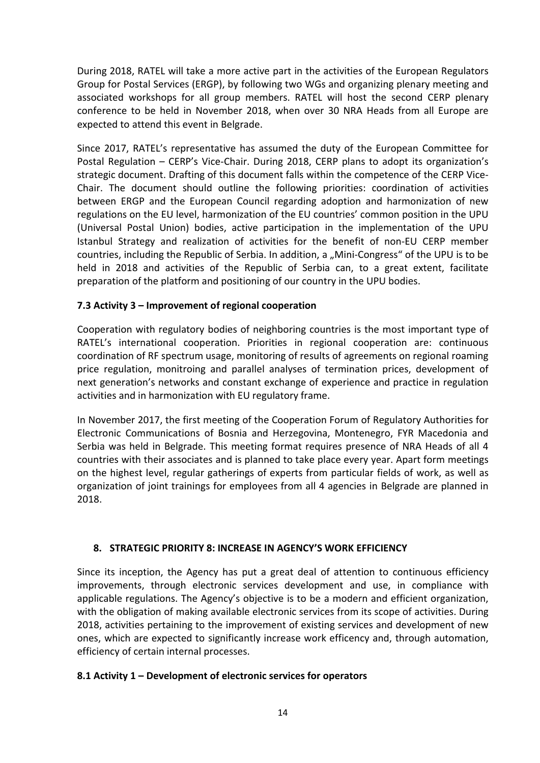During 2018, RATEL will take a more active part in the activities of the European Regulators Group for Postal Services (ERGP), by following two WGs and organizing plenary meeting and associated workshops for all group members. RATEL will host the second CERP plenary conference to be held in November 2018, when over 30 NRA Heads from all Europe are expected to attend this event in Belgrade.

Since 2017, RATEL's representative has assumed the duty of the European Committee for Postal Regulation – CERP's Vice-Chair. During 2018, CERP plans to adopt its organization's strategic document. Drafting of this document falls within the competence of the CERP Vice-Chair. The document should outline the following priorities: coordination of activities between ERGP and the European Council regarding adoption and harmonization of new regulations on the EU level, harmonization of the EU countries' common position in the UPU (Universal Postal Union) bodies, active participation in the implementation of the UPU Istanbul Strategy and realization of activities for the benefit of non-EU CERP member countries, including the Republic of Serbia. In addition, a „Mini-Congress" of the UPU is to be held in 2018 and activities of the Republic of Serbia can, to a great extent, facilitate preparation of the platform and positioning of our country in the UPU bodies.

### 7.3 Activity 3 – Improvement of regional cooperation

Cooperation with regulatory bodies of neighboring countries is the most important type of RATEL's international cooperation. Priorities in regional cooperation are: continuous coordination of RF spectrum usage, monitoring of results of agreements on regional roaming price regulation, monitroing and parallel analyses of termination prices, development of next generation's networks and constant exchange of experience and practice in regulation activities and in harmonization with EU regulatory frame.

In November 2017, the first meeting of the Cooperation Forum of Regulatory Authorities for Electronic Communications of Bosnia and Herzegovina, Montenegro, FYR Macedonia and Serbia was held in Belgrade. This meeting format requires presence of NRA Heads of all 4 countries with their associates and is planned to take place every year. Apart form meetings on the highest level, regular gatherings of experts from particular fields of work, as well as organization of joint trainings for employees from all 4 agencies in Belgrade are planned in 2018.

## 8. STRATEGIC PRIORITY 8: INCREASE IN AGENCY'S WORK EFFICIENCY

Since its inception, the Agency has put a great deal of attention to continuous efficiency improvements, through electronic services development and use, in compliance with applicable regulations. The Agency's objective is to be a modern and efficient organization, with the obligation of making available electronic services from its scope of activities. During 2018, activities pertaining to the improvement of existing services and development of new ones, which are expected to significantly increase work efficency and, through automation, efficiency of certain internal processes.

### 8.1 Activity 1 – Development of electronic services for operators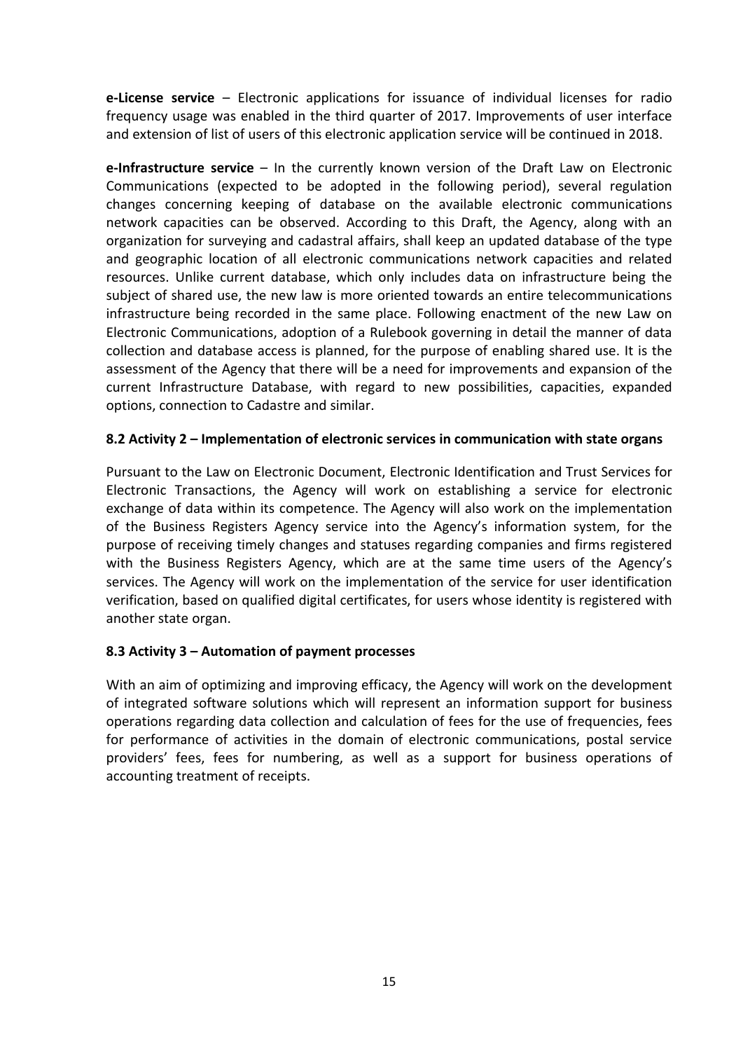**e-License service** – Electronic applications for issuance of individual licenses for radio frequency usage was enabled in the third quarter of 2017. Improvements of user interface and extension of list of users of this electronic application service will be continued in 2018.

**e-Infrastructure service** – In the currently known version of the Draft Law on Electronic Communications (expected to be adopted in the following period), several regulation changes concerning keeping of database on the available electronic communications network capacities can be observed. According to this Draft, the Agency, along with an organization for surveying and cadastral affairs, shall keep an updated database of the type and geographic location of all electronic communications network capacities and related resources. Unlike current database, which only includes data on infrastructure being the subject of shared use, the new law is more oriented towards an entire telecommunications infrastructure being recorded in the same place. Following enactment of the new Law on Electronic Communications, adoption of a Rulebook governing in detail the manner of data collection and database access is planned, for the purpose of enabling shared use. It is the assessment of the Agency that there will be a need for improvements and expansion of the current Infrastructure Database, with regard to new possibilities, capacities, expanded options, connection to Cadastre and similar.

### 8.2 Activity 2 – Implementation of electronic services in communication with state organs

Pursuant to the Law on Electronic Document, Electronic Identification and Trust Services for Electronic Transactions, the Agency will work on establishing a service for electronic exchange of data within its competence. The Agency will also work on the implementation of the Business Registers Agency service into the Agency's information system, for the purpose of receiving timely changes and statuses regarding companies and firms registered with the Business Registers Agency, which are at the same time users of the Agency's services. The Agency will work on the implementation of the service for user identification verification, based on qualified digital certificates, for users whose identity is registered with another state organ.

### 8.3 Activity 3 – Automation of payment processes

With an aim of optimizing and improving efficacy, the Agency will work on the development of integrated software solutions which will represent an information support for business operations regarding data collection and calculation of fees for the use of frequencies, fees for performance of activities in the domain of electronic communications, postal service providers' fees, fees for numbering, as well as a support for business operations of accounting treatment of receipts.